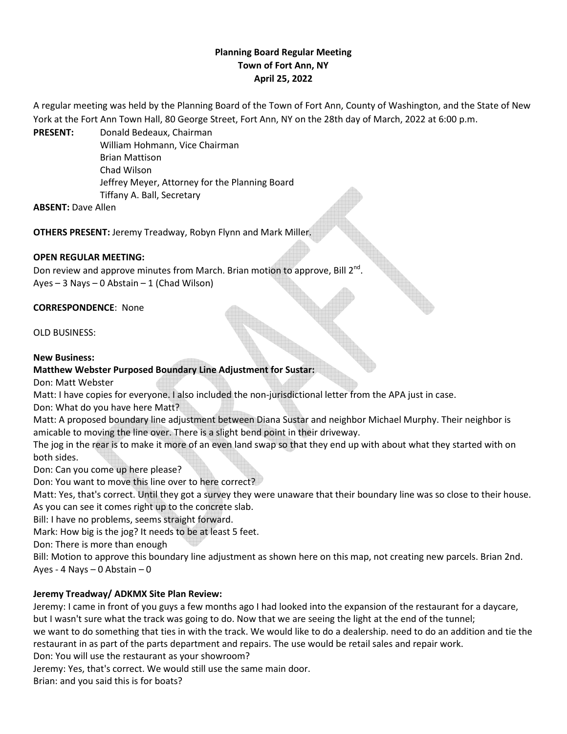**Planning Board Regular Meeting**
**Town of Fort Ann, NY**
**April 25, 2022**

A regular meeting was held by the Planning Board of the Town of Fort Ann, County of Washington, and the State of New York at the Fort Ann Town Hall, 80 George Street, Fort Ann, NY on the 28th day of March, 2022 at 6:00 p.m.

**PRESENT:** Donald Bedeaux, Chairman
William Hohmann, Vice Chairman
Brian Mattison
Chad Wilson
Jeffrey Meyer, Attorney for the Planning Board
Tiffany A. Ball, Secretary

**ABSENT:** Dave Allen

**OTHERS PRESENT:** Jeremy Treadway, Robyn Flynn and Mark Miller.

**OPEN REGULAR MEETING:**
Don review and approve minutes from March. Brian motion to approve, Bill 2nd.
Ayes – 3 Nays – 0 Abstain – 1 (Chad Wilson)

**CORRESPONDENCE**: None

OLD BUSINESS:

**New Business:**

**Matthew Webster Purposed Boundary Line Adjustment for Sustar:**

Don: Matt Webster

Matt: I have copies for everyone. I also included the non-jurisdictional letter from the APA just in case.

Don: What do you have here Matt?

Matt: A proposed boundary line adjustment between Diana Sustar and neighbor Michael Murphy. Their neighbor is amicable to moving the line over. There is a slight bend point in their driveway.
The jog in the rear is to make it more of an even land swap so that they end up with about what they started with on both sides.

Don: Can you come up here please?

Don: You want to move this line over to here correct?

Matt: Yes, that's correct. Until they got a survey they were unaware that their boundary line was so close to their house. As you can see it comes right up to the concrete slab.

Bill: I have no problems, seems straight forward.

Mark: How big is the jog? It needs to be at least 5 feet.

Don: There is more than enough

Bill: Motion to approve this boundary line adjustment as shown here on this map, not creating new parcels. Brian 2nd.
Ayes - 4 Nays – 0 Abstain – 0

**Jeremy Treadway/ ADKMX Site Plan Review:**

Jeremy: I came in front of you guys a few months ago I had looked into the expansion of the restaurant for a daycare, but I wasn't sure what the track was going to do. Now that we are seeing the light at the end of the tunnel; we want to do something that ties in with the track. We would like to do a dealership. need to do an addition and tie the restaurant in as part of the parts department and repairs. The use would be retail sales and repair work.

Don: You will use the restaurant as your showroom?

Jeremy: Yes, that's correct. We would still use the same main door.

Brian: and you said this is for boats?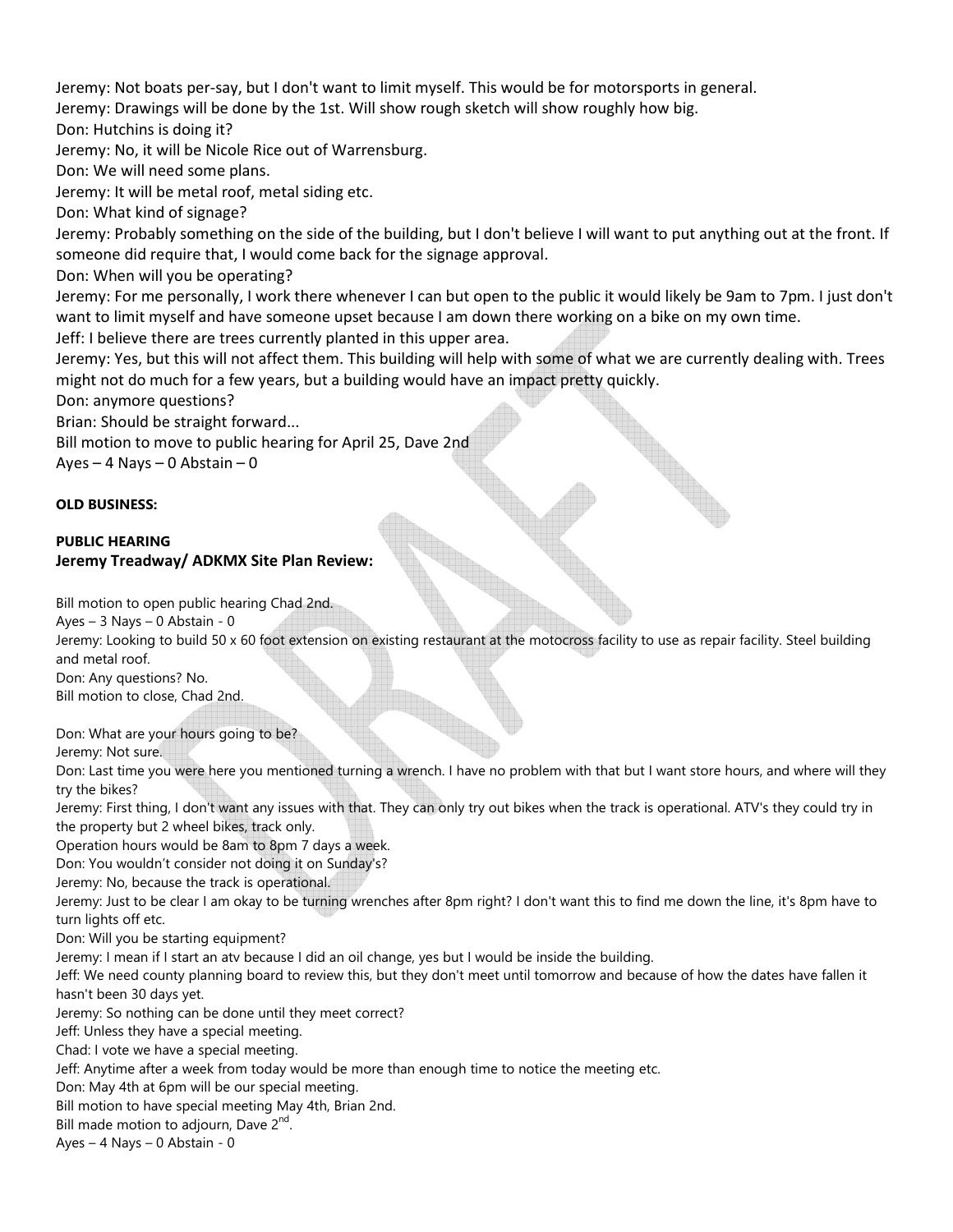Jeremy: Not boats per-say, but I don't want to limit myself. This would be for motorsports in general.
Jeremy: Drawings will be done by the 1st. Will show rough sketch will show roughly how big.
Don: Hutchins is doing it?
Jeremy: No, it will be Nicole Rice out of Warrensburg.
Don: We will need some plans.
Jeremy: It will be metal roof, metal siding etc.
Don: What kind of signage?
Jeremy: Probably something on the side of the building, but I don't believe I will want to put anything out at the front. If someone did require that, I would come back for the signage approval.
Don: When will you be operating?
Jeremy: For me personally, I work there whenever I can but open to the public it would likely be 9am to 7pm. I just don't want to limit myself and have someone upset because I am down there working on a bike on my own time.
Jeff: I believe there are trees currently planted in this upper area.
Jeremy: Yes, but this will not affect them. This building will help with some of what we are currently dealing with. Trees might not do much for a few years, but a building would have an impact pretty quickly.
Don: anymore questions?
Brian: Should be straight forward...
Bill motion to move to public hearing for April 25, Dave 2nd
Ayes – 4 Nays – 0 Abstain – 0

**OLD BUSINESS:**

**PUBLIC HEARING**
**Jeremy Treadway/ ADKMX Site Plan Review:**

Bill motion to open public hearing Chad 2nd.
Ayes – 3 Nays – 0 Abstain - 0
Jeremy: Looking to build 50 x 60 foot extension on existing restaurant at the motocross facility to use as repair facility. Steel building and metal roof.
Don: Any questions? No.
Bill motion to close, Chad 2nd.

Don: What are your hours going to be?
Jeremy: Not sure.
Don: Last time you were here you mentioned turning a wrench. I have no problem with that but I want store hours, and where will they try the bikes?
Jeremy: First thing, I don't want any issues with that. They can only try out bikes when the track is operational. ATV's they could try in the property but 2 wheel bikes, track only.
Operation hours would be 8am to 8pm 7 days a week.
Don: You wouldn't consider not doing it on Sunday's?
Jeremy: No, because the track is operational.
Jeremy: Just to be clear I am okay to be turning wrenches after 8pm right? I don't want this to find me down the line, it's 8pm have to turn lights off etc.
Don: Will you be starting equipment?
Jeremy: I mean if I start an atv because I did an oil change, yes but I would be inside the building.
Jeff: We need county planning board to review this, but they don't meet until tomorrow and because of how the dates have fallen it hasn't been 30 days yet.
Jeremy: So nothing can be done until they meet correct?
Jeff: Unless they have a special meeting.
Chad: I vote we have a special meeting.
Jeff: Anytime after a week from today would be more than enough time to notice the meeting etc.
Don: May 4th at 6pm will be our special meeting.
Bill motion to have special meeting May 4th, Brian 2nd.
Bill made motion to adjourn, Dave 2nd.
Ayes – 4 Nays – 0 Abstain - 0